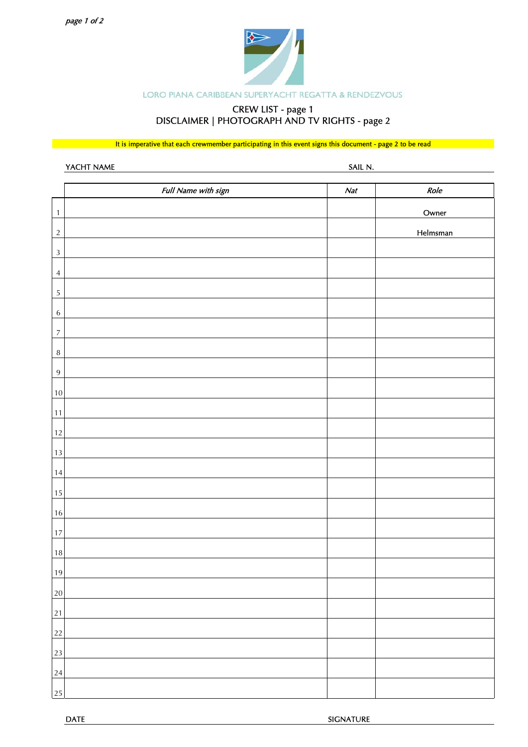LORO PIANA CARIBBEAN SUPERYACHT REGATTA & RENDEZVOUS

# CREW LIST - page 1
# DISCLAIMER | PHOTOGRAPH AND TV RIGHTS - page 2

**It is imperative that each crewmember participating in this event signs this document - page 2 to be read**

YACHT NAME ______________________ SAIL N. ______________________

| | *Full Name with sign* | *Nat* | *Role* |
|---|---|---|---|
| 1 | | | Owner |
| 2 | | | Helmsman |
| 3 | | | |
| 4 | | | |
| 5 | | | |
| 6 | | | |
| 7 | | | |
| 8 | | | |
| 9 | | | |
| 10 | | | |
| 11 | | | |
| 12 | | | |
| 13 | | | |
| 14 | | | |
| 15 | | | |
| 16 | | | |
| 17 | | | |
| 18 | | | |
| 19 | | | |
| 20 | | | |
| 21 | | | |
| 22 | | | |
| 23 | | | |
| 24 | | | |
| 25 | | | |

DATE ______________________ SIGNATURE ______________________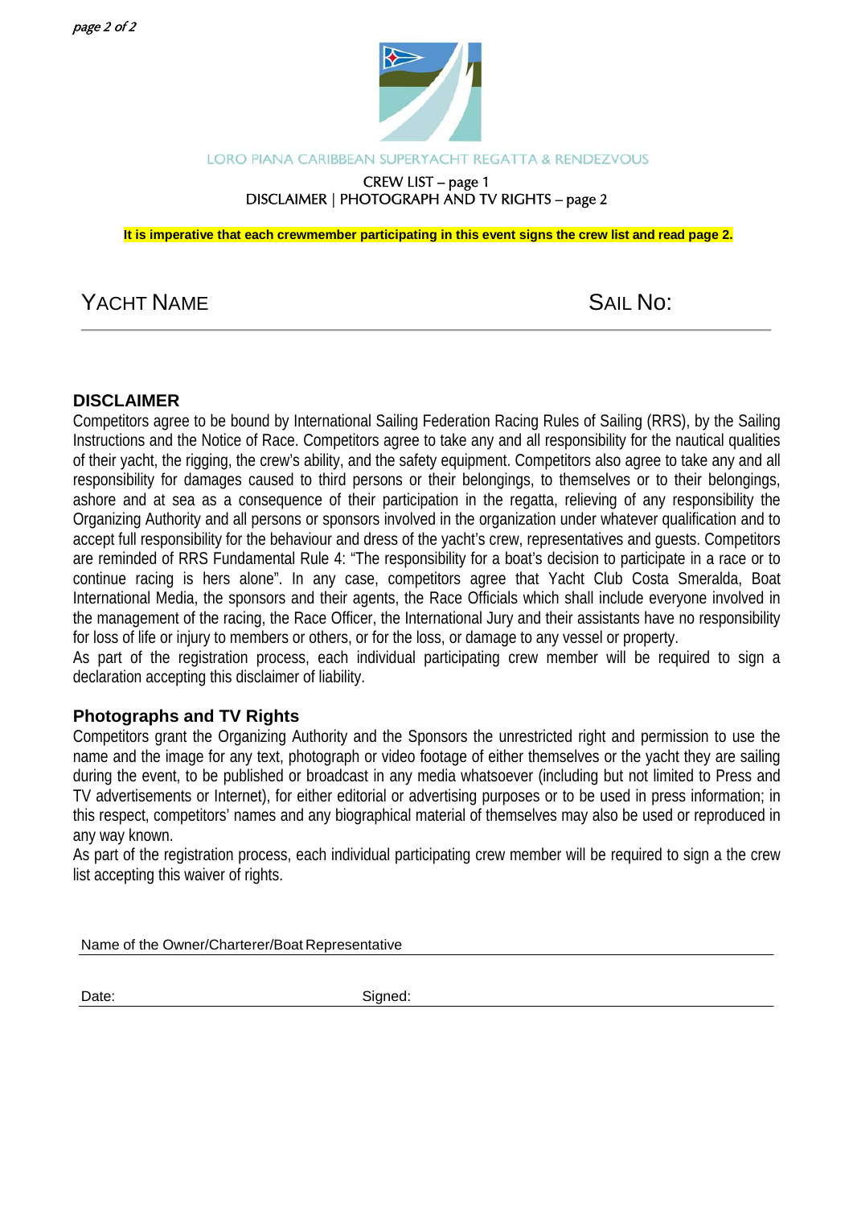LORO PIANA CARIBBEAN SUPERYACHT REGATTA & RENDEZVOUS

CREW LIST – page 1
DISCLAIMER | PHOTOGRAPH AND TV RIGHTS – page 2

**It is imperative that each crewmember participating in this event signs the crew list and read page 2.**

YACHT NAME SAIL No:

---

## DISCLAIMER

Competitors agree to be bound by International Sailing Federation Racing Rules of Sailing (RRS), by the Sailing Instructions and the Notice of Race. Competitors agree to take any and all responsibility for the nautical qualities of their yacht, the rigging, the crew's ability, and the safety equipment. Competitors also agree to take any and all responsibility for damages caused to third persons or their belongings, to themselves or to their belongings, ashore and at sea as a consequence of their participation in the regatta, relieving of any responsibility the Organizing Authority and all persons or sponsors involved in the organization under whatever qualification and to accept full responsibility for the behaviour and dress of the yacht's crew, representatives and guests. Competitors are reminded of RRS Fundamental Rule 4: "The responsibility for a boat's decision to participate in a race or to continue racing is hers alone". In any case, competitors agree that Yacht Club Costa Smeralda, Boat International Media, the sponsors and their agents, the Race Officials which shall include everyone involved in the management of the racing, the Race Officer, the International Jury and their assistants have no responsibility for loss of life or injury to members or others, or for the loss, or damage to any vessel or property.

As part of the registration process, each individual participating crew member will be required to sign a declaration accepting this disclaimer of liability.

## Photographs and TV Rights

Competitors grant the Organizing Authority and the Sponsors the unrestricted right and permission to use the name and the image for any text, photograph or video footage of either themselves or the yacht they are sailing during the event, to be published or broadcast in any media whatsoever (including but not limited to Press and TV advertisements or Internet), for either editorial or advertising purposes or to be used in press information; in this respect, competitors' names and any biographical material of themselves may also be used or reproduced in any way known.

As part of the registration process, each individual participating crew member will be required to sign a the crew list accepting this waiver of rights.

Name of the Owner/Charterer/Boat Representative ______________________________

Date: ____________________ Signed: ______________________________